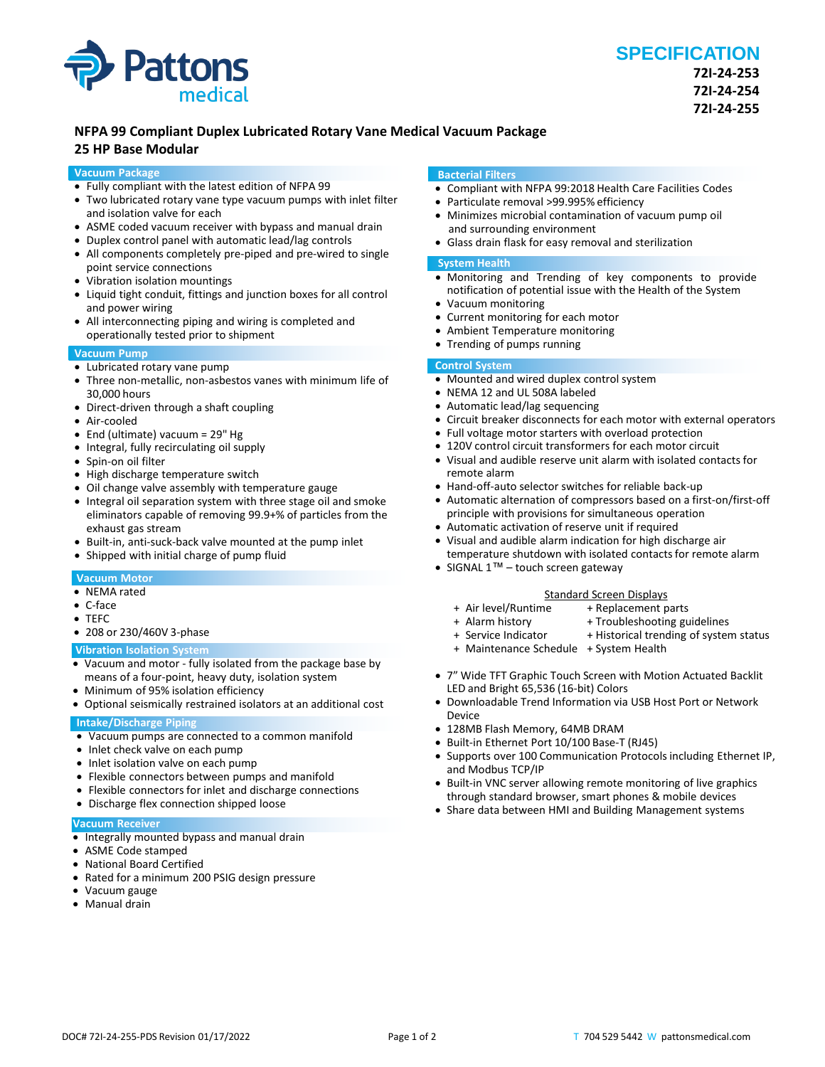Pattons medical

# SPECIFICATION

**72I-24-253**
**72I-24-254**
**72I-24-255**

## NFPA 99 Compliant Duplex Lubricated Rotary Vane Medical Vacuum Package
## 25 HP Base Modular

### Vacuum Package

- Fully compliant with the latest edition of NFPA 99
- Two lubricated rotary vane type vacuum pumps with inlet filter and isolation valve for each
- ASME coded vacuum receiver with bypass and manual drain
- Duplex control panel with automatic lead/lag controls
- All components completely pre-piped and pre-wired to single point service connections
- Vibration isolation mountings
- Liquid tight conduit, fittings and junction boxes for all control and power wiring
- All interconnecting piping and wiring is completed and operationally tested prior to shipment

### Vacuum Pump

- Lubricated rotary vane pump
- Three non-metallic, non-asbestos vanes with minimum life of 30,000 hours
- Direct-driven through a shaft coupling
- Air-cooled
- End (ultimate) vacuum = 29" Hg
- Integral, fully recirculating oil supply
- Spin-on oil filter
- High discharge temperature switch
- Oil change valve assembly with temperature gauge
- Integral oil separation system with three stage oil and smoke eliminators capable of removing 99.9+% of particles from the exhaust gas stream
- Built-in, anti-suck-back valve mounted at the pump inlet
- Shipped with initial charge of pump fluid

### Vacuum Motor

- NEMA rated
- C-face
- TEFC
- 208 or 230/460V 3-phase

### Vibration Isolation System

- Vacuum and motor - fully isolated from the package base by means of a four-point, heavy duty, isolation system
- Minimum of 95% isolation efficiency
- Optional seismically restrained isolators at an additional cost

### Intake/Discharge Piping

- Vacuum pumps are connected to a common manifold
- Inlet check valve on each pump
- Inlet isolation valve on each pump
- Flexible connectors between pumps and manifold
- Flexible connectors for inlet and discharge connections
- Discharge flex connection shipped loose

### Vacuum Receiver

- Integrally mounted bypass and manual drain
- ASME Code stamped
- National Board Certified
- Rated for a minimum 200 PSIG design pressure
- Vacuum gauge
- Manual drain

### Bacterial Filters

- Compliant with NFPA 99:2018 Health Care Facilities Codes
- Particulate removal >99.995% efficiency
- Minimizes microbial contamination of vacuum pump oil and surrounding environment
- Glass drain flask for easy removal and sterilization

### System Health

- Monitoring and Trending of key components to provide notification of potential issue with the Health of the System
- Vacuum monitoring
- Current monitoring for each motor
- Ambient Temperature monitoring
- Trending of pumps running

### Control System

- Mounted and wired duplex control system
- NEMA 12 and UL 508A labeled
- Automatic lead/lag sequencing
- Circuit breaker disconnects for each motor with external operators
- Full voltage motor starters with overload protection
- 120V control circuit transformers for each motor circuit
- Visual and audible reserve unit alarm with isolated contacts for remote alarm
- Hand-off-auto selector switches for reliable back-up
- Automatic alternation of compressors based on a first-on/first-off principle with provisions for simultaneous operation
- Automatic activation of reserve unit if required
- Visual and audible alarm indication for high discharge air temperature shutdown with isolated contacts for remote alarm
- SIGNAL 1™ – touch screen gateway

Standard Screen Displays

| | |
|---|---|
| + Air level/Runtime | + Replacement parts |
| + Alarm history | + Troubleshooting guidelines |
| + Service Indicator | + Historical trending of system status |
| + Maintenance Schedule | + System Health |

- 7" Wide TFT Graphic Touch Screen with Motion Actuated Backlit LED and Bright 65,536 (16-bit) Colors
- Downloadable Trend Information via USB Host Port or Network Device
- 128MB Flash Memory, 64MB DRAM
- Built-in Ethernet Port 10/100 Base-T (RJ45)
- Supports over 100 Communication Protocols including Ethernet IP, and Modbus TCP/IP
- Built-in VNC server allowing remote monitoring of live graphics through standard browser, smart phones & mobile devices
- Share data between HMI and Building Management systems

DOC# 72I-24-255-PDS Revision 01/17/2022

T 704 529 5442 W pattonsmedical.com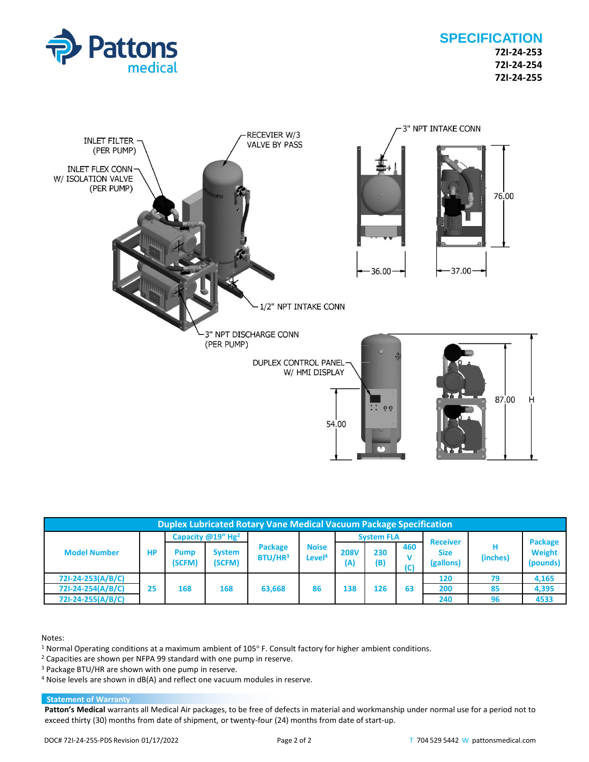# SPECIFICATION

**72I-24-253**
**72I-24-254**
**72I-24-255**

INLET FILTER (PER PUMP)

INLET FLEX CONN W/ ISOLATION VALVE (PER PUMP)

RECEVIER W/3 VALVE BY PASS

3" NPT INTAKE CONN

1/2" NPT INTAKE CONN

3" NPT DISCHARGE CONN (PER PUMP)

DUPLEX CONTROL PANEL W/ HMI DISPLAY

36.00

37.00

76.00

54.00

87.00

H

| Duplex Lubricated Rotary Vane Medical Vacuum Package Specification | | | | | | | | | | | |
|---|---|---|---|---|---|---|---|---|---|---|---|
| Model Number | HP | Capacity @19" Hg[2] | | Package BTU/HR[3] | Noise Level[4] | System FLA | | | Receiver Size (gallons) | H (inches) | Package Weight (pounds) |
| | | Pump (SCFM) | System (SCFM) | | | 208V (A) | 230 (B) | 460 V (C) | | | |
| 72I-24-253(A/B/C) | 25 | 168 | 168 | 63,668 | 86 | 138 | 126 | 63 | 120 | 79 | 4,165 |
| 72I-24-254(A/B/C) | 25 | 168 | 168 | 63,668 | 86 | 138 | 126 | 63 | 200 | 85 | 4,395 |
| 72I-24-255(A/B/C) | 25 | 168 | 168 | 63,668 | 86 | 138 | 126 | 63 | 240 | 96 | 4533 |

Notes:

[1] Normal Operating conditions at a maximum ambient of 105° F. Consult factory for higher ambient conditions.
[2] Capacities are shown per NFPA 99 standard with one pump in reserve.
[3] Package BTU/HR are shown with one pump in reserve.
[4] Noise levels are shown in dB(A) and reflect one vacuum modules in reserve.

## Statement of Warranty

**Patton's Medical** warrants all Medical Air packages, to be free of defects in material and workmanship under normal use for a period not to exceed thirty (30) months from date of shipment, or twenty-four (24) months from date of start-up.

DOC# 72I-24-255-PDS Revision 01/17/2022 | T 704 529 5442 W pattonsmedical.com